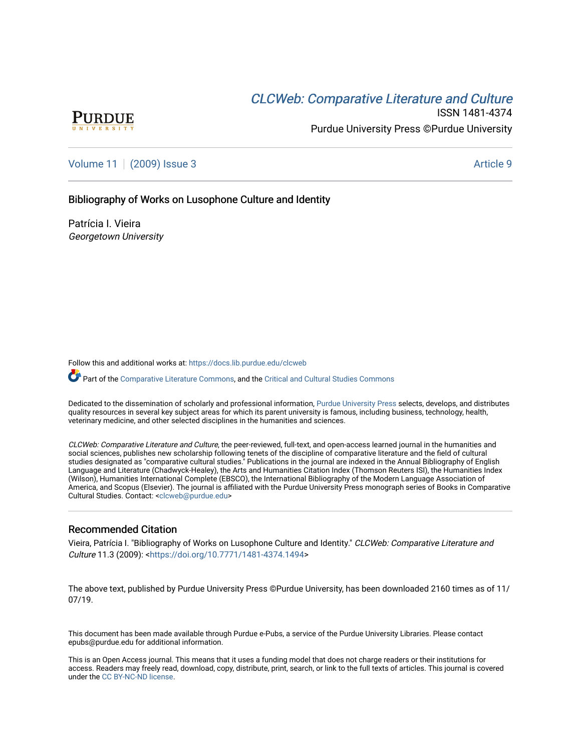# *CLCWeb: Comparative Literature and Culture*

ISSN 1481-4374

Purdue University Press ©Purdue University

Volume 11 | (2009) Issue 3 — Article 9

## Bibliography of Works on Lusophone Culture and Identity

Patrícia I. Vieira
*Georgetown University*

Follow this and additional works at: https://docs.lib.purdue.edu/clcweb

Part of the Comparative Literature Commons, and the Critical and Cultural Studies Commons

Dedicated to the dissemination of scholarly and professional information, Purdue University Press selects, develops, and distributes quality resources in several key subject areas for which its parent university is famous, including business, technology, health, veterinary medicine, and other selected disciplines in the humanities and sciences.

*CLCWeb: Comparative Literature and Culture*, the peer-reviewed, full-text, and open-access learned journal in the humanities and social sciences, publishes new scholarship following tenets of the discipline of comparative literature and the field of cultural studies designated as "comparative cultural studies." Publications in the journal are indexed in the Annual Bibliography of English Language and Literature (Chadwyck-Healey), the Arts and Humanities Citation Index (Thomson Reuters ISI), the Humanities Index (Wilson), Humanities International Complete (EBSCO), the International Bibliography of the Modern Language Association of America, and Scopus (Elsevier). The journal is affiliated with the Purdue University Press monograph series of Books in Comparative Cultural Studies. Contact: <clcweb@purdue.edu>

### Recommended Citation

Vieira, Patrícia I. "Bibliography of Works on Lusophone Culture and Identity." *CLCWeb: Comparative Literature and Culture* 11.3 (2009): <https://doi.org/10.7771/1481-4374.1494>

The above text, published by Purdue University Press ©Purdue University, has been downloaded 2160 times as of 11/07/19.

This document has been made available through Purdue e-Pubs, a service of the Purdue University Libraries. Please contact epubs@purdue.edu for additional information.

This is an Open Access journal. This means that it uses a funding model that does not charge readers or their institutions for access. Readers may freely read, download, copy, distribute, print, search, or link to the full texts of articles. This journal is covered under the CC BY-NC-ND license.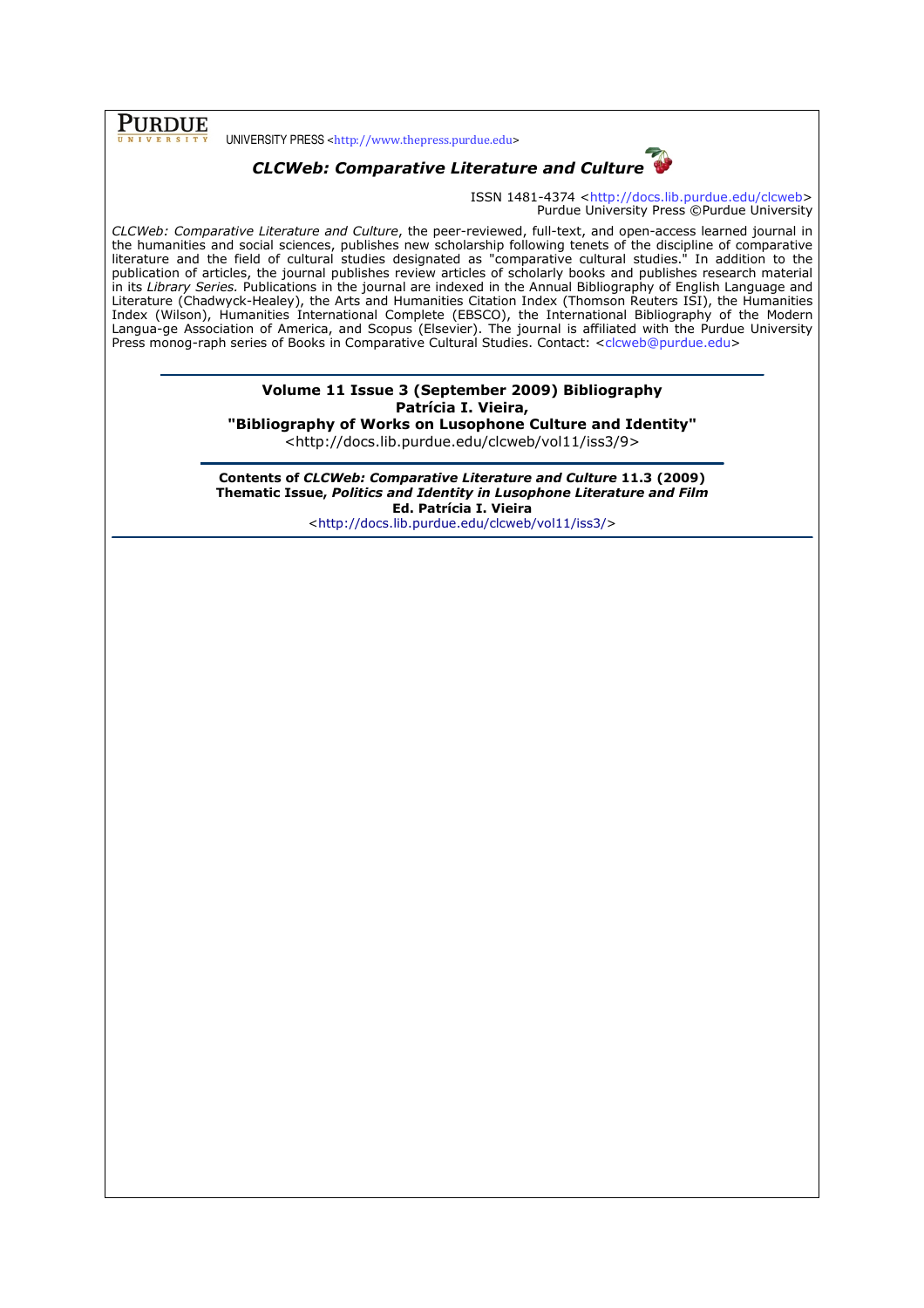**PURDUE** UNIVERSITY

UNIVERSITY PRESS <http://www.thepress.purdue.edu>

***CLCWeb: Comparative Literature and Culture***

ISSN 1481-4374 <http://docs.lib.purdue.edu/clcweb>
Purdue University Press ©Purdue University

*CLCWeb: Comparative Literature and Culture*, the peer-reviewed, full-text, and open-access learned journal in the humanities and social sciences, publishes new scholarship following tenets of the discipline of comparative literature and the field of cultural studies designated as "comparative cultural studies." In addition to the publication of articles, the journal publishes review articles of scholarly books and publishes research material in its *Library Series.* Publications in the journal are indexed in the Annual Bibliography of English Language and Literature (Chadwyck-Healey), the Arts and Humanities Citation Index (Thomson Reuters ISI), the Humanities Index (Wilson), Humanities International Complete (EBSCO), the International Bibliography of the Modern Langua-ge Association of America, and Scopus (Elsevier). The journal is affiliated with the Purdue University Press monog-raph series of Books in Comparative Cultural Studies. Contact: <clcweb@purdue.edu>

---

**Volume 11 Issue 3 (September 2009) Bibliography**
**Patrícia I. Vieira,**
**"Bibliography of Works on Lusophone Culture and Identity"**
<http://docs.lib.purdue.edu/clcweb/vol11/iss3/9>

---

**Contents of *CLCWeb: Comparative Literature and Culture* 11.3 (2009)**
**Thematic Issue, *Politics and Identity in Lusophone Literature and Film***
**Ed. Patrícia I. Vieira**
<http://docs.lib.purdue.edu/clcweb/vol11/iss3/>

---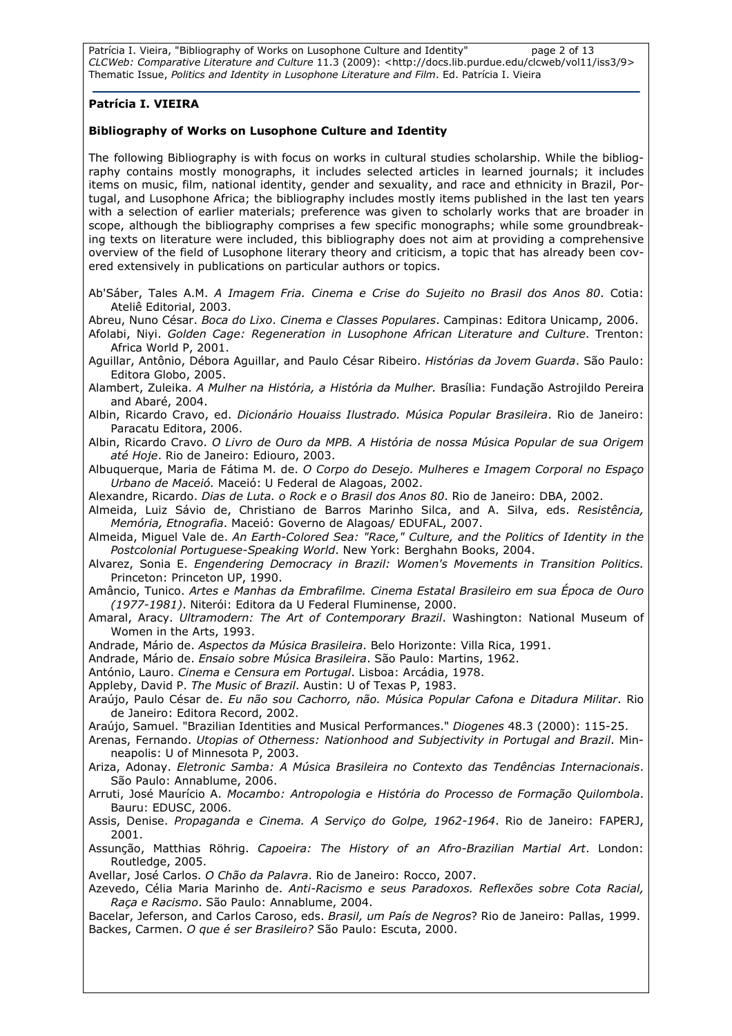**Patrícia I. VIEIRA**

**Bibliography of Works on Lusophone Culture and Identity**

The following Bibliography is with focus on works in cultural studies scholarship. While the bibliography contains mostly monographs, it includes selected articles in learned journals; it includes items on music, film, national identity, gender and sexuality, and race and ethnicity in Brazil, Portugal, and Lusophone Africa; the bibliography includes mostly items published in the last ten years with a selection of earlier materials; preference was given to scholarly works that are broader in scope, although the bibliography comprises a few specific monographs; while some groundbreaking texts on literature were included, this bibliography does not aim at providing a comprehensive overview of the field of Lusophone literary theory and criticism, a topic that has already been covered extensively in publications on particular authors or topics.

Ab'Sáber, Tales A.M. *A Imagem Fria. Cinema e Crise do Sujeito no Brasil dos Anos 80*. Cotia: Ateliê Editorial, 2003.

Abreu, Nuno César. *Boca do Lixo*. *Cinema e Classes Populares*. Campinas: Editora Unicamp, 2006.

Afolabi, Niyi. *Golden Cage: Regeneration in Lusophone African Literature and Culture*. Trenton: Africa World P, 2001.

Aguillar, Antônio, Débora Aguillar, and Paulo César Ribeiro. *Histórias da Jovem Guarda*. São Paulo: Editora Globo, 2005.

Alambert, Zuleika. *A Mulher na História, a História da Mulher.* Brasília: Fundação Astrojildo Pereira and Abaré, 2004.

Albin, Ricardo Cravo, ed. *Dicionário Houaiss Ilustrado. Música Popular Brasileira*. Rio de Janeiro: Paracatu Editora, 2006.

Albin, Ricardo Cravo. *O Livro de Ouro da MPB. A História de nossa Música Popular de sua Origem até Hoje*. Rio de Janeiro: Ediouro, 2003.

Albuquerque, Maria de Fátima M. de. *O Corpo do Desejo. Mulheres e Imagem Corporal no Espaço Urbano de Maceió.* Maceió: U Federal de Alagoas, 2002.

Alexandre, Ricardo. *Dias de Luta. o Rock e o Brasil dos Anos 80*. Rio de Janeiro: DBA, 2002.

Almeida, Luiz Sávio de, Christiano de Barros Marinho Silca, and A. Silva, eds. *Resistência, Memória, Etnografia*. Maceió: Governo de Alagoas/ EDUFAL, 2007.

Almeida, Miguel Vale de. *An Earth-Colored Sea: "Race," Culture, and the Politics of Identity in the Postcolonial Portuguese-Speaking World*. New York: Berghahn Books, 2004.

Alvarez, Sonia E. *Engendering Democracy in Brazil: Women's Movements in Transition Politics.* Princeton: Princeton UP, 1990.

Amâncio, Tunico. *Artes e Manhas da Embrafilme. Cinema Estatal Brasileiro em sua Época de Ouro (1977-1981)*. Niterói: Editora da U Federal Fluminense, 2000.

Amaral, Aracy. *Ultramodern: The Art of Contemporary Brazil*. Washington: National Museum of Women in the Arts, 1993.

Andrade, Mário de. *Aspectos da Música Brasileira*. Belo Horizonte: Villa Rica, 1991.

Andrade, Mário de. *Ensaio sobre Música Brasileira*. São Paulo: Martins, 1962.

António, Lauro. *Cinema e Censura em Portugal*. Lisboa: Arcádia, 1978.

Appleby, David P. *The Music of Brazil*. Austin: U of Texas P, 1983.

Araújo, Paulo César de. *Eu não sou Cachorro, não. Música Popular Cafona e Ditadura Militar*. Rio de Janeiro: Editora Record, 2002.

Araújo, Samuel. "Brazilian Identities and Musical Performances." *Diogenes* 48.3 (2000): 115-25.

Arenas, Fernando. *Utopias of Otherness: Nationhood and Subjectivity in Portugal and Brazil*. Minneapolis: U of Minnesota P, 2003.

Ariza, Adonay. *Eletronic Samba: A Música Brasileira no Contexto das Tendências Internacionais*. São Paulo: Annablume, 2006.

Arruti, José Maurício A. *Mocambo: Antropologia e História do Processo de Formação Quilombola*. Bauru: EDUSC, 2006.

Assis, Denise. *Propaganda e Cinema. A Serviço do Golpe, 1962-1964*. Rio de Janeiro: FAPERJ, 2001.

Assunção, Matthias Röhrig. *Capoeira: The History of an Afro-Brazilian Martial Art*. London: Routledge, 2005.

Avellar, José Carlos. *O Chão da Palavra*. Rio de Janeiro: Rocco, 2007.

Azevedo, Célia Maria Marinho de. *Anti-Racismo e seus Paradoxos. Reflexões sobre Cota Racial, Raça e Racismo*. São Paulo: Annablume, 2004.

Bacelar, Jeferson, and Carlos Caroso, eds. *Brasil, um País de Negros*? Rio de Janeiro: Pallas, 1999.

Backes, Carmen. *O que é ser Brasileiro?* São Paulo: Escuta, 2000.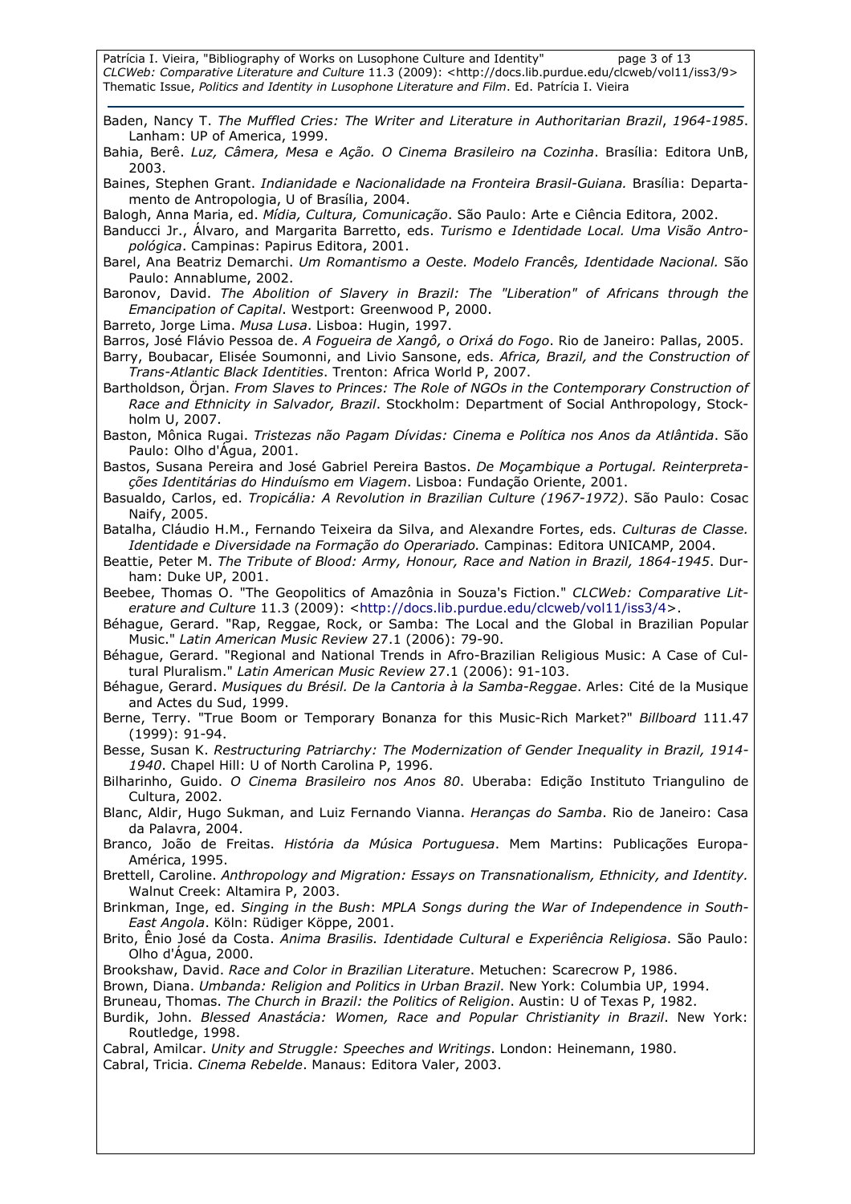Baden, Nancy T. *The Muffled Cries: The Writer and Literature in Authoritarian Brazil, 1964-1985*. Lanham: UP of America, 1999.

Bahia, Berê. *Luz, Câmera, Mesa e Ação. O Cinema Brasileiro na Cozinha*. Brasília: Editora UnB, 2003.

Baines, Stephen Grant. *Indianidade e Nacionalidade na Fronteira Brasil-Guiana.* Brasília: Departamento de Antropologia, U of Brasília, 2004.

Balogh, Anna Maria, ed. *Mídia, Cultura, Comunicação*. São Paulo: Arte e Ciência Editora, 2002.

Banducci Jr., Álvaro, and Margarita Barretto, eds. *Turismo e Identidade Local. Uma Visão Antropológica*. Campinas: Papirus Editora, 2001.

Barel, Ana Beatriz Demarchi. *Um Romantismo a Oeste. Modelo Francês, Identidade Nacional.* São Paulo: Annablume, 2002.

Baronov, David. *The Abolition of Slavery in Brazil: The "Liberation" of Africans through the Emancipation of Capital*. Westport: Greenwood P, 2000.

Barreto, Jorge Lima. *Musa Lusa*. Lisboa: Hugin, 1997.

Barros, José Flávio Pessoa de. *A Fogueira de Xangô, o Orixá do Fogo*. Rio de Janeiro: Pallas, 2005.

Barry, Boubacar, Elisée Soumonni, and Livio Sansone, eds. *Africa, Brazil, and the Construction of Trans-Atlantic Black Identities*. Trenton: Africa World P, 2007.

Bartholdson, Örjan. *From Slaves to Princes: The Role of NGOs in the Contemporary Construction of Race and Ethnicity in Salvador, Brazil*. Stockholm: Department of Social Anthropology, Stockholm U, 2007.

Baston, Mônica Rugai. *Tristezas não Pagam Dívidas: Cinema e Política nos Anos da Atlântida*. São Paulo: Olho d'Água, 2001.

Bastos, Susana Pereira and José Gabriel Pereira Bastos. *De Moçambique a Portugal. Reinterpretações Identitárias do Hinduísmo em Viagem*. Lisboa: Fundação Oriente, 2001.

Basualdo, Carlos, ed. *Tropicália: A Revolution in Brazilian Culture (1967-1972)*. São Paulo: Cosac Naify, 2005.

Batalha, Cláudio H.M., Fernando Teixeira da Silva, and Alexandre Fortes, eds. *Culturas de Classe. Identidade e Diversidade na Formação do Operariado.* Campinas: Editora UNICAMP, 2004.

Beattie, Peter M. *The Tribute of Blood: Army, Honour, Race and Nation in Brazil, 1864-1945*. Durham: Duke UP, 2001.

Beebee, Thomas O. "The Geopolitics of Amazônia in Souza's Fiction." *CLCWeb: Comparative Literature and Culture* 11.3 (2009): <http://docs.lib.purdue.edu/clcweb/vol11/iss3/4>.

Béhague, Gerard. "Rap, Reggae, Rock, or Samba: The Local and the Global in Brazilian Popular Music." *Latin American Music Review* 27.1 (2006): 79-90.

Béhague, Gerard. "Regional and National Trends in Afro-Brazilian Religious Music: A Case of Cultural Pluralism." *Latin American Music Review* 27.1 (2006): 91-103.

Béhague, Gerard. *Musiques du Brésil. De la Cantoria à la Samba-Reggae*. Arles: Cité de la Musique and Actes du Sud, 1999.

Berne, Terry. "True Boom or Temporary Bonanza for this Music-Rich Market?" *Billboard* 111.47 (1999): 91-94.

Besse, Susan K. *Restructuring Patriarchy: The Modernization of Gender Inequality in Brazil, 1914-1940*. Chapel Hill: U of North Carolina P, 1996.

Bilharinho, Guido. *O Cinema Brasileiro nos Anos 80*. Uberaba: Edição Instituto Triangulino de Cultura, 2002.

Blanc, Aldir, Hugo Sukman, and Luiz Fernando Vianna. *Heranças do Samba*. Rio de Janeiro: Casa da Palavra, 2004.

Branco, João de Freitas. *História da Música Portuguesa*. Mem Martins: Publicações Europa-América, 1995.

Brettell, Caroline. *Anthropology and Migration: Essays on Transnationalism, Ethnicity, and Identity.* Walnut Creek: Altamira P, 2003.

Brinkman, Inge, ed. *Singing in the Bush*: *MPLA Songs during the War of Independence in South-East Angola*. Köln: Rüdiger Köppe, 2001.

Brito, Ênio José da Costa. *Anima Brasilis. Identidade Cultural e Experiência Religiosa*. São Paulo: Olho d'Água, 2000.

Brookshaw, David. *Race and Color in Brazilian Literature*. Metuchen: Scarecrow P, 1986.

Brown, Diana. *Umbanda: Religion and Politics in Urban Brazil*. New York: Columbia UP, 1994.

Bruneau, Thomas. *The Church in Brazil: the Politics of Religion*. Austin: U of Texas P, 1982.

Burdik, John. *Blessed Anastácia: Women, Race and Popular Christianity in Brazil*. New York: Routledge, 1998.

Cabral, Amilcar. *Unity and Struggle: Speeches and Writings*. London: Heinemann, 1980.

Cabral, Tricia. *Cinema Rebelde*. Manaus: Editora Valer, 2003.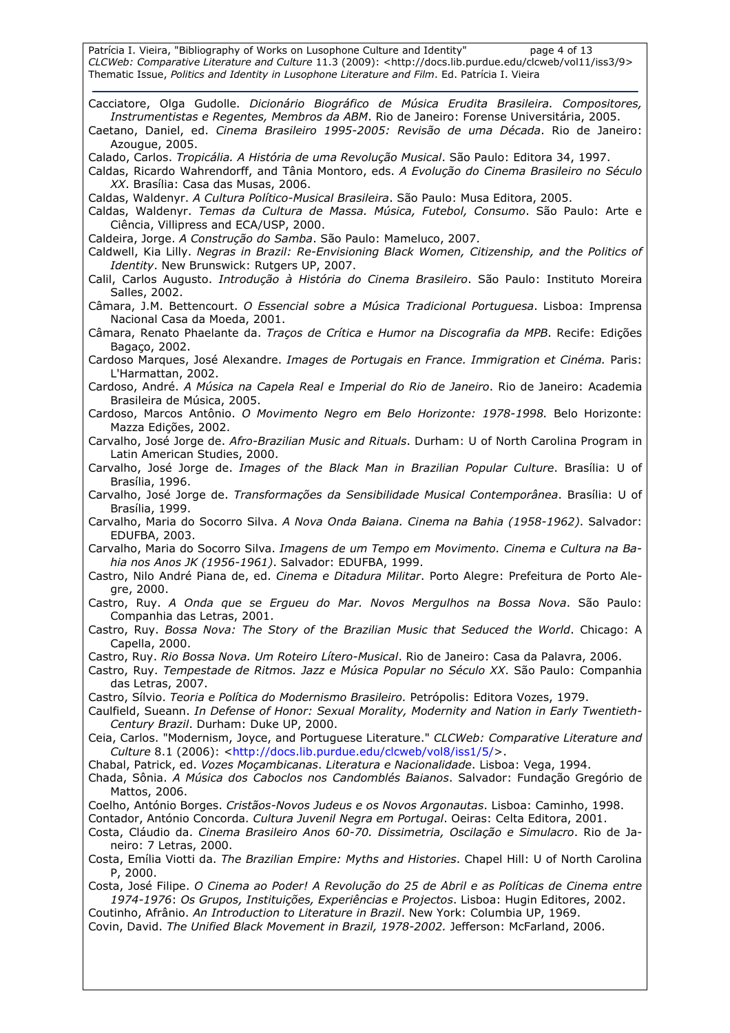Cacciatore, Olga Gudolle. *Dicionário Biográfico de Música Erudita Brasileira. Compositores, Instrumentistas e Regentes, Membros da ABM*. Rio de Janeiro: Forense Universitária, 2005.

Caetano, Daniel, ed. *Cinema Brasileiro 1995-2005: Revisão de uma Década*. Rio de Janeiro: Azougue, 2005.

Calado, Carlos. *Tropicália. A História de uma Revolução Musical*. São Paulo: Editora 34, 1997.

Caldas, Ricardo Wahrendorff, and Tânia Montoro, eds. *A Evolução do Cinema Brasileiro no Século XX*. Brasília: Casa das Musas, 2006.

Caldas, Waldenyr. *A Cultura Político-Musical Brasileira*. São Paulo: Musa Editora, 2005.

Caldas, Waldenyr. *Temas da Cultura de Massa. Música, Futebol, Consumo*. São Paulo: Arte e Ciência, Villipress and ECA/USP, 2000.

Caldeira, Jorge. *A Construção do Samba*. São Paulo: Mameluco, 2007.

Caldwell, Kia Lilly. *Negras in Brazil: Re-Envisioning Black Women, Citizenship, and the Politics of Identity*. New Brunswick: Rutgers UP, 2007.

Calil, Carlos Augusto. *Introdução à História do Cinema Brasileiro*. São Paulo: Instituto Moreira Salles, 2002.

Câmara, J.M. Bettencourt. *O Essencial sobre a Música Tradicional Portuguesa*. Lisboa: Imprensa Nacional Casa da Moeda, 2001.

Câmara, Renato Phaelante da. *Traços de Crítica e Humor na Discografia da MPB*. Recife: Edições Bagaço, 2002.

Cardoso Marques, José Alexandre. *Images de Portugais en France. Immigration et Cinéma.* Paris: L'Harmattan, 2002.

Cardoso, André. *A Música na Capela Real e Imperial do Rio de Janeiro*. Rio de Janeiro: Academia Brasileira de Música, 2005.

Cardoso, Marcos Antônio. *O Movimento Negro em Belo Horizonte: 1978-1998.* Belo Horizonte: Mazza Edições, 2002.

Carvalho, José Jorge de. *Afro-Brazilian Music and Rituals*. Durham: U of North Carolina Program in Latin American Studies, 2000.

Carvalho, José Jorge de. *Images of the Black Man in Brazilian Popular Culture*. Brasília: U of Brasília, 1996.

Carvalho, José Jorge de. *Transformações da Sensibilidade Musical Contemporânea*. Brasília: U of Brasília, 1999.

Carvalho, Maria do Socorro Silva. *A Nova Onda Baiana. Cinema na Bahia (1958-1962)*. Salvador: EDUFBA, 2003.

Carvalho, Maria do Socorro Silva. *Imagens de um Tempo em Movimento. Cinema e Cultura na Bahia nos Anos JK (1956-1961)*. Salvador: EDUFBA, 1999.

Castro, Nilo André Piana de, ed. *Cinema e Ditadura Militar*. Porto Alegre: Prefeitura de Porto Alegre, 2000.

Castro, Ruy. *A Onda que se Ergueu do Mar. Novos Mergulhos na Bossa Nova*. São Paulo: Companhia das Letras, 2001.

Castro, Ruy. *Bossa Nova: The Story of the Brazilian Music that Seduced the World*. Chicago: A Capella, 2000.

Castro, Ruy. *Rio Bossa Nova. Um Roteiro Lítero-Musical*. Rio de Janeiro: Casa da Palavra, 2006.

Castro, Ruy. *Tempestade de Ritmos. Jazz e Música Popular no Século XX*. São Paulo: Companhia das Letras, 2007.

Castro, Sílvio. *Teoria e Política do Modernismo Brasileiro.* Petrópolis: Editora Vozes, 1979.

Caulfield, Sueann. *In Defense of Honor: Sexual Morality, Modernity and Nation in Early Twentieth-Century Brazil*. Durham: Duke UP, 2000.

Ceia, Carlos. "Modernism, Joyce, and Portuguese Literature." *CLCWeb: Comparative Literature and Culture* 8.1 (2006): <http://docs.lib.purdue.edu/clcweb/vol8/iss1/5/>.

Chabal, Patrick, ed. *Vozes Moçambicanas*. *Literatura e Nacionalidade*. Lisboa: Vega, 1994.

Chada, Sônia. *A Música dos Caboclos nos Candomblés Baianos*. Salvador: Fundação Gregório de Mattos, 2006.

Coelho, António Borges. *Cristãos-Novos Judeus e os Novos Argonautas*. Lisboa: Caminho, 1998.

Contador, António Concorda. *Cultura Juvenil Negra em Portugal*. Oeiras: Celta Editora, 2001.

Costa, Cláudio da. *Cinema Brasileiro Anos 60-70. Dissimetria, Oscilação e Simulacro*. Rio de Janeiro: 7 Letras, 2000.

Costa, Emília Viotti da. *The Brazilian Empire: Myths and Histories*. Chapel Hill: U of North Carolina P, 2000.

Costa, José Filipe. *O Cinema ao Poder! A Revolução do 25 de Abril e as Políticas de Cinema entre 1974-1976*: *Os Grupos, Instituições, Experiências e Projectos*. Lisboa: Hugin Editores, 2002.

Coutinho, Afrânio. *An Introduction to Literature in Brazil*. New York: Columbia UP, 1969.

Covin, David. *The Unified Black Movement in Brazil, 1978-2002.* Jefferson: McFarland, 2006.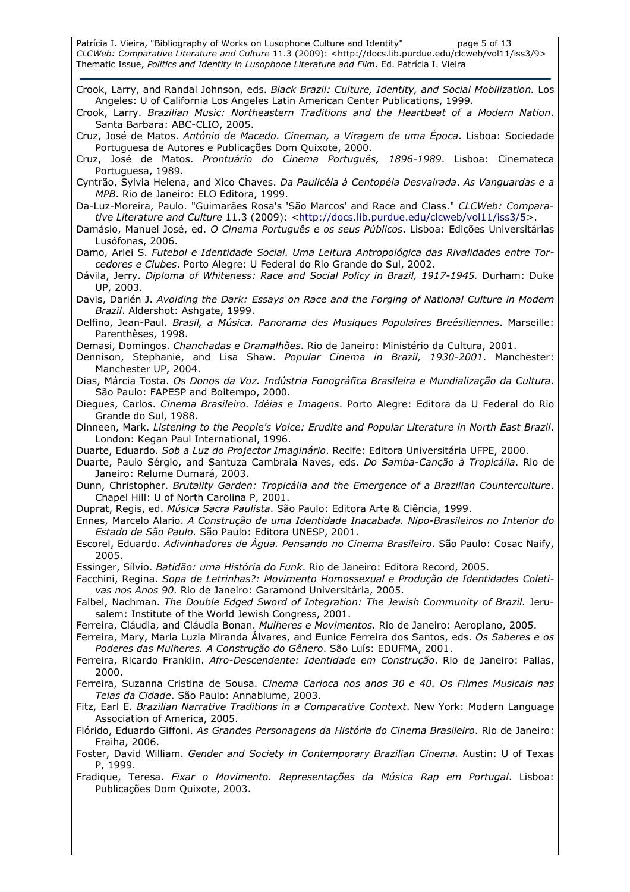Crook, Larry, and Randal Johnson, eds. *Black Brazil: Culture, Identity, and Social Mobilization.* Los Angeles: U of California Los Angeles Latin American Center Publications, 1999.

Crook, Larry. *Brazilian Music: Northeastern Traditions and the Heartbeat of a Modern Nation*. Santa Barbara: ABC-CLIO, 2005.

Cruz, José de Matos. *António de Macedo. Cineman, a Viragem de uma Época*. Lisboa: Sociedade Portuguesa de Autores e Publicações Dom Quixote, 2000.

Cruz, José de Matos. *Prontuário do Cinema Português, 1896-1989*. Lisboa: Cinemateca Portuguesa, 1989.

Cyntrão, Sylvia Helena, and Xico Chaves. *Da Paulicéia à Centopéia Desvairada. As Vanguardas e a MPB*. Rio de Janeiro: ELO Editora, 1999.

Da-Luz-Moreira, Paulo. "Guimarães Rosa's 'São Marcos' and Race and Class." *CLCWeb: Comparative Literature and Culture* 11.3 (2009): <http://docs.lib.purdue.edu/clcweb/vol11/iss3/5>.

Damásio, Manuel José, ed. *O Cinema Português e os seus Públicos*. Lisboa: Edições Universitárias Lusófonas, 2006.

Damo, Arlei S. *Futebol e Identidade Social. Uma Leitura Antropológica das Rivalidades entre Torcedores e Clubes*. Porto Alegre: U Federal do Rio Grande do Sul, 2002.

Dávila, Jerry. *Diploma of Whiteness: Race and Social Policy in Brazil, 1917-1945.* Durham: Duke UP, 2003.

Davis, Darién J. *Avoiding the Dark: Essays on Race and the Forging of National Culture in Modern Brazil*. Aldershot: Ashgate, 1999.

Delfino, Jean-Paul. *Brasil, a Música. Panorama des Musiques Populaires Breésiliennes*. Marseille: Parenthèses, 1998.

Demasi, Domingos. *Chanchadas e Dramalhões*. Rio de Janeiro: Ministério da Cultura, 2001.

Dennison, Stephanie, and Lisa Shaw. *Popular Cinema in Brazil, 1930-2001*. Manchester: Manchester UP, 2004.

Dias, Márcia Tosta. *Os Donos da Voz. Indústria Fonográfica Brasileira e Mundialização da Cultura*. São Paulo: FAPESP and Boitempo, 2000.

Diegues, Carlos. *Cinema Brasileiro. Idéias e Imagens*. Porto Alegre: Editora da U Federal do Rio Grande do Sul, 1988.

Dinneen, Mark. *Listening to the People's Voice: Erudite and Popular Literature in North East Brazil*. London: Kegan Paul International, 1996.

Duarte, Eduardo. *Sob a Luz do Projector Imaginário*. Recife: Editora Universitária UFPE, 2000.

Duarte, Paulo Sérgio, and Santuza Cambraia Naves, eds. *Do Samba-Canção à Tropicália*. Rio de Janeiro: Relume Dumará, 2003.

Dunn, Christopher. *Brutality Garden: Tropicália and the Emergence of a Brazilian Counterculture*. Chapel Hill: U of North Carolina P, 2001.

Duprat, Regis, ed. *Música Sacra Paulista*. São Paulo: Editora Arte & Ciência, 1999.

Ennes, Marcelo Alario. *A Construção de uma Identidade Inacabada. Nipo-Brasileiros no Interior do Estado de São Paulo.* São Paulo: Editora UNESP, 2001.

Escorel, Eduardo. *Adivinhadores de Água. Pensando no Cinema Brasileiro*. São Paulo: Cosac Naify, 2005.

Essinger, Sílvio. *Batidão: uma História do Funk*. Rio de Janeiro: Editora Record, 2005.

Facchini, Regina. *Sopa de Letrinhas?: Movimento Homossexual e Produção de Identidades Coletivas nos Anos 90.* Rio de Janeiro: Garamond Universitária, 2005.

Falbel, Nachman. *The Double Edged Sword of Integration: The Jewish Community of Brazil.* Jerusalem: Institute of the World Jewish Congress, 2001.

Ferreira, Cláudia, and Cláudia Bonan. *Mulheres e Movimentos.* Rio de Janeiro: Aeroplano, 2005.

Ferreira, Mary, Maria Luzia Miranda Álvares, and Eunice Ferreira dos Santos, eds. *Os Saberes e os Poderes das Mulheres. A Construção do Gênero*. São Luís: EDUFMA, 2001.

Ferreira, Ricardo Franklin. *Afro-Descendente: Identidade em Construção*. Rio de Janeiro: Pallas, 2000.

Ferreira, Suzanna Cristina de Sousa. *Cinema Carioca nos anos 30 e 40. Os Filmes Musicais nas Telas da Cidade*. São Paulo: Annablume, 2003.

Fitz, Earl E. *Brazilian Narrative Traditions in a Comparative Context*. New York: Modern Language Association of America, 2005.

Flórido, Eduardo Giffoni. *As Grandes Personagens da História do Cinema Brasileiro*. Rio de Janeiro: Fraiha, 2006.

Foster, David William. *Gender and Society in Contemporary Brazilian Cinema.* Austin: U of Texas P, 1999.

Fradique, Teresa. *Fixar o Movimento. Representações da Música Rap em Portugal*. Lisboa: Publicações Dom Quixote, 2003.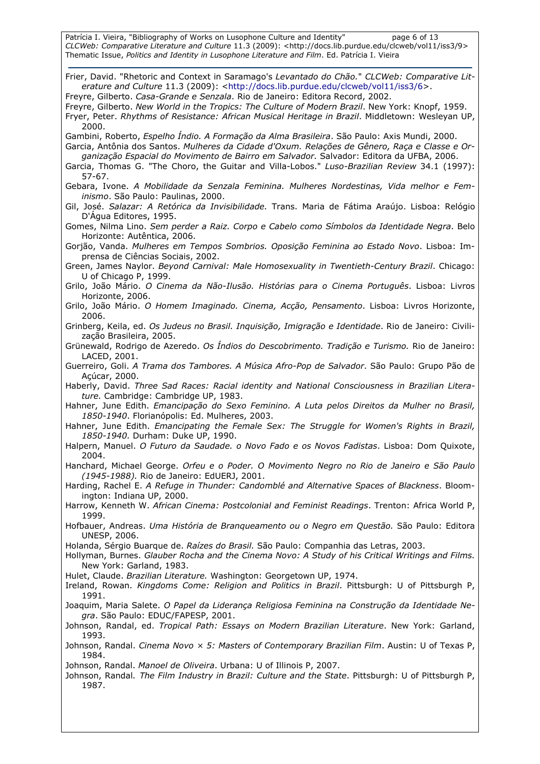Frier, David. "Rhetoric and Context in Saramago's *Levantado do Chão.*" *CLCWeb: Comparative Literature and Culture* 11.3 (2009): <http://docs.lib.purdue.edu/clcweb/vol11/iss3/6>.

Freyre, Gilberto. *Casa-Grande e Senzala*. Rio de Janeiro: Editora Record, 2002.

Freyre, Gilberto. *New World in the Tropics: The Culture of Modern Brazil*. New York: Knopf, 1959.

Fryer, Peter. *Rhythms of Resistance: African Musical Heritage in Brazil*. Middletown: Wesleyan UP, 2000.

Gambini, Roberto, *Espelho Índio. A Formação da Alma Brasileira*. São Paulo: Axis Mundi, 2000.

Garcia, Antônia dos Santos. *Mulheres da Cidade d'Oxum. Relações de Gênero, Raça e Classe e Organização Espacial do Movimento de Bairro em Salvador.* Salvador: Editora da UFBA, 2006.

Garcia, Thomas G. "The Choro, the Guitar and Villa-Lobos." *Luso-Brazilian Review* 34.1 (1997): 57-67.

Gebara, Ivone. *A Mobilidade da Senzala Feminina. Mulheres Nordestinas, Vida melhor e Feminismo*. São Paulo: Paulinas, 2000.

Gil, José. *Salazar: A Retórica da Invisibilidade.* Trans. Maria de Fátima Araújo. Lisboa: Relógio D'Água Editores, 1995.

Gomes, Nilma Lino. *Sem perder a Raiz. Corpo e Cabelo como Símbolos da Identidade Negra*. Belo Horizonte: Autêntica, 2006.

Gorjão, Vanda. *Mulheres em Tempos Sombrios. Oposição Feminina ao Estado Novo*. Lisboa: Imprensa de Ciências Sociais, 2002.

Green, James Naylor. *Beyond Carnival: Male Homosexuality in Twentieth-Century Brazil*. Chicago: U of Chicago P, 1999.

Grilo, João Mário. *O Cinema da Não-Ilusão. Histórias para o Cinema Português*. Lisboa: Livros Horizonte, 2006.

Grilo, João Mário. *O Homem Imaginado. Cinema, Acção, Pensamento*. Lisboa: Livros Horizonte, 2006.

Grinberg, Keila, ed. *Os Judeus no Brasil. Inquisição, Imigração e Identidade*. Rio de Janeiro: Civilização Brasileira, 2005.

Grünewald, Rodrigo de Azeredo. *Os Índios do Descobrimento. Tradição e Turismo.* Rio de Janeiro: LACED, 2001.

Guerreiro, Goli. *A Trama dos Tambores. A Música Afro-Pop de Salvador*. São Paulo: Grupo Pão de Açúcar, 2000.

Haberly, David. *Three Sad Races: Racial identity and National Consciousness in Brazilian Literature.* Cambridge: Cambridge UP, 1983.

Hahner, June Edith. *Emancipação do Sexo Feminino. A Luta pelos Direitos da Mulher no Brasil, 1850-1940*. Florianópolis: Ed. Mulheres, 2003.

Hahner, June Edith. *Emancipating the Female Sex: The Struggle for Women's Rights in Brazil, 1850-1940.* Durham: Duke UP, 1990.

Halpern, Manuel. *O Futuro da Saudade. o Novo Fado e os Novos Fadistas*. Lisboa: Dom Quixote, 2004.

Hanchard, Michael George. *Orfeu e o Poder. O Movimento Negro no Rio de Janeiro e São Paulo (1945-1988).* Rio de Janeiro: EdUERJ, 2001.

Harding, Rachel E. *A Refuge in Thunder: Candomblé and Alternative Spaces of Blackness*. Bloomington: Indiana UP, 2000.

Harrow, Kenneth W. *African Cinema: Postcolonial and Feminist Readings*. Trenton: Africa World P, 1999.

Hofbauer, Andreas. *Uma História de Branqueamento ou o Negro em Questão.* São Paulo: Editora UNESP, 2006.

Holanda, Sérgio Buarque de. *Raízes do Brasil.* São Paulo: Companhia das Letras, 2003.

Hollyman, Burnes. *Glauber Rocha and the Cinema Novo: A Study of his Critical Writings and Films.* New York: Garland, 1983.

Hulet, Claude. *Brazilian Literature.* Washington: Georgetown UP, 1974.

Ireland, Rowan. *Kingdoms Come: Religion and Politics in Brazil*. Pittsburgh: U of Pittsburgh P, 1991.

Joaquim, Maria Salete. *O Papel da Liderança Religiosa Feminina na Construção da Identidade Negra*. São Paulo: EDUC/FAPESP, 2001.

Johnson, Randal, ed. *Tropical Path: Essays on Modern Brazilian Literature*. New York: Garland, 1993.

Johnson, Randal. *Cinema Novo × 5: Masters of Contemporary Brazilian Film*. Austin: U of Texas P, 1984.

Johnson, Randal. *Manoel de Oliveira*. Urbana: U of Illinois P, 2007.

Johnson, Randal. *The Film Industry in Brazil: Culture and the State*. Pittsburgh: U of Pittsburgh P, 1987.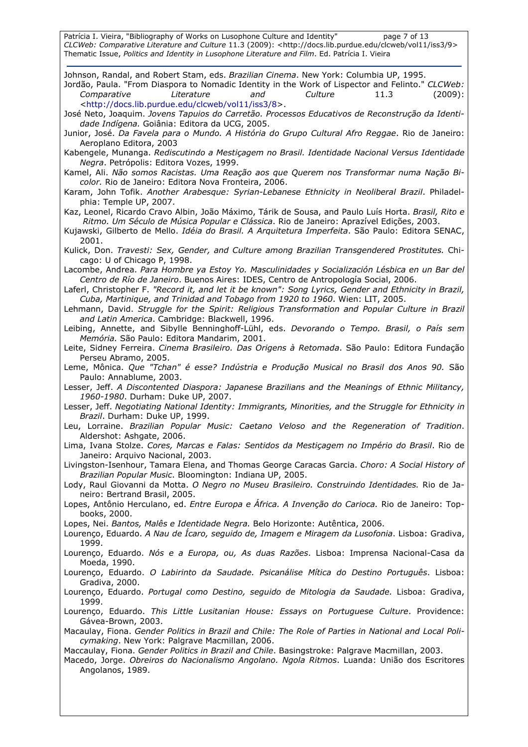Johnson, Randal, and Robert Stam, eds. *Brazilian Cinema*. New York: Columbia UP, 1995.

Jordão, Paula. "From Diaspora to Nomadic Identity in the Work of Lispector and Felinto." *CLCWeb: Comparative Literature and Culture* 11.3 (2009): <http://docs.lib.purdue.edu/clcweb/vol11/iss3/8>.

José Neto, Joaquim. *Jovens Tapuios do Carretão. Processos Educativos de Reconstrução da Identidade Indígena.* Goiânia: Editora da UCG, 2005.

Junior, José. *Da Favela para o Mundo. A História do Grupo Cultural Afro Reggae*. Rio de Janeiro: Aeroplano Editora, 2003

Kabengele, Munanga. *Rediscutindo a Mestiçagem no Brasil. Identidade Nacional Versus Identidade Negra*. Petrópolis: Editora Vozes, 1999.

Kamel, Ali. *Não somos Racistas. Uma Reação aos que Querem nos Transformar numa Nação Bicolor.* Rio de Janeiro: Editora Nova Fronteira, 2006.

Karam, John Tofik. *Another Arabesque: Syrian-Lebanese Ethnicity in Neoliberal Brazil*. Philadelphia: Temple UP, 2007.

Kaz, Leonel, Ricardo Cravo Albin, João Máximo, Tárik de Sousa, and Paulo Luís Horta. *Brasil, Rito e Ritmo. Um Século de Música Popular e Clássica*. Rio de Janeiro: Aprazível Edições, 2003.

Kujawski, Gilberto de Mello. *Idéia do Brasil. A Arquitetura Imperfeita*. São Paulo: Editora SENAC, 2001.

Kulick, Don. *Travesti: Sex, Gender, and Culture among Brazilian Transgendered Prostitutes.* Chicago: U of Chicago P, 1998.

Lacombe, Andrea. *Para Hombre ya Estoy Yo. Masculinidades y Socialización Lésbica en un Bar del Centro de Río de Janeiro*. Buenos Aires: IDES, Centro de Antropología Social, 2006.

Laferl, Christopher F. *"Record it, and let it be known": Song Lyrics, Gender and Ethnicity in Brazil, Cuba, Martinique, and Trinidad and Tobago from 1920 to 1960*. Wien: LIT, 2005.

Lehmann, David. *Struggle for the Spirit: Religious Transformation and Popular Culture in Brazil and Latin America*. Cambridge: Blackwell, 1996.

Leibing, Annette, and Sibylle Benninghoff-Lühl, eds. *Devorando o Tempo. Brasil, o País sem Memória.* São Paulo: Editora Mandarim, 2001.

Leite, Sidney Ferreira. *Cinema Brasileiro. Das Origens à Retomada*. São Paulo: Editora Fundação Perseu Abramo, 2005.

Leme, Mônica. *Que "Tchan" é esse? Indústria e Produção Musical no Brasil dos Anos 90.* São Paulo: Annablume, 2003.

Lesser, Jeff. *A Discontented Diaspora: Japanese Brazilians and the Meanings of Ethnic Militancy, 1960-1980*. Durham: Duke UP, 2007.

Lesser, Jeff. *Negotiating National Identity: Immigrants, Minorities, and the Struggle for Ethnicity in Brazil*. Durham: Duke UP, 1999.

Leu, Lorraine. *Brazilian Popular Music: Caetano Veloso and the Regeneration of Tradition*. Aldershot: Ashgate, 2006.

Lima, Ivana Stolze. *Cores, Marcas e Falas: Sentidos da Mestiçagem no Império do Brasil*. Rio de Janeiro: Arquivo Nacional, 2003.

Livingston-Isenhour, Tamara Elena, and Thomas George Caracas Garcia. *Choro: A Social History of Brazilian Popular Music*. Bloomington: Indiana UP, 2005.

Lody, Raul Giovanni da Motta. *O Negro no Museu Brasileiro. Construindo Identidades.* Rio de Janeiro: Bertrand Brasil, 2005.

Lopes, Antônio Herculano, ed. *Entre Europa e África. A Invenção do Carioca.* Rio de Janeiro: Topbooks, 2000.

Lopes, Nei. *Bantos, Malês e Identidade Negra.* Belo Horizonte: Autêntica, 2006.

Lourenço, Eduardo. *A Nau de Ícaro, seguido de, Imagem e Miragem da Lusofonia*. Lisboa: Gradiva, 1999.

Lourenço, Eduardo. *Nós e a Europa, ou, As duas Razões*. Lisboa: Imprensa Nacional-Casa da Moeda, 1990.

Lourenço, Eduardo. *O Labirinto da Saudade. Psicanálise Mítica do Destino Português*. Lisboa: Gradiva, 2000.

Lourenço, Eduardo. *Portugal como Destino, seguido de Mitologia da Saudade.* Lisboa: Gradiva, 1999.

Lourenço, Eduardo. *This Little Lusitanian House: Essays on Portuguese Culture*. Providence: Gávea-Brown, 2003.

Macaulay, Fiona. *Gender Politics in Brazil and Chile: The Role of Parties in National and Local Policymaking*. New York: Palgrave Macmillan, 2006.

Maccaulay, Fiona. *Gender Politics in Brazil and Chile*. Basingstroke: Palgrave Macmillan, 2003.

Macedo, Jorge. *Obreiros do Nacionalismo Angolano. Ngola Ritmos*. Luanda: União dos Escritores Angolanos, 1989.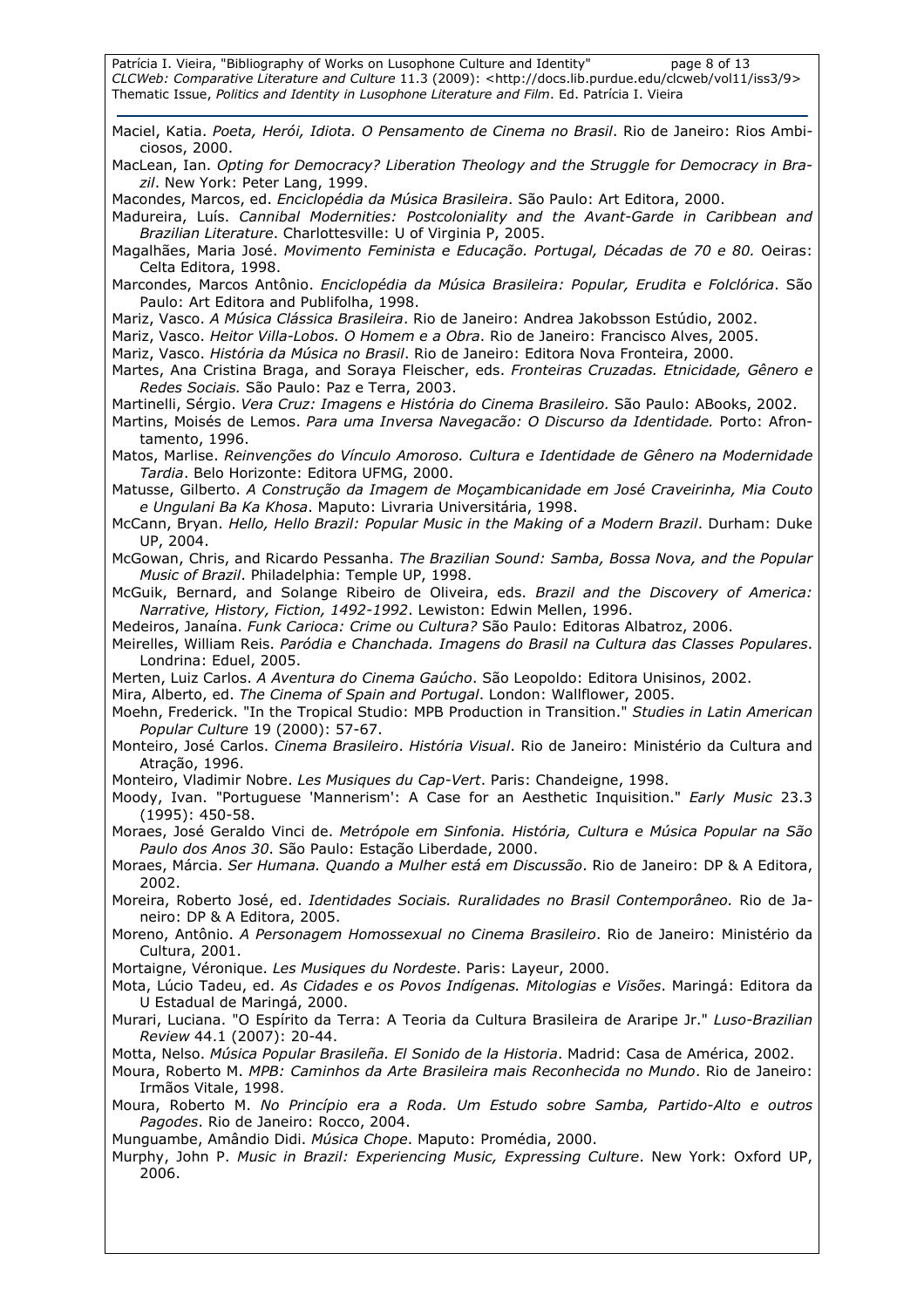Maciel, Katia. *Poeta, Herói, Idiota. O Pensamento de Cinema no Brasil*. Rio de Janeiro: Rios Ambiciosos, 2000.

MacLean, Ian. *Opting for Democracy? Liberation Theology and the Struggle for Democracy in Brazil*. New York: Peter Lang, 1999.

Macondes, Marcos, ed. *Enciclopédia da Música Brasileira*. São Paulo: Art Editora, 2000.

Madureira, Luís. *Cannibal Modernities: Postcoloniality and the Avant-Garde in Caribbean and Brazilian Literature*. Charlottesville: U of Virginia P, 2005.

Magalhães, Maria José. *Movimento Feminista e Educação. Portugal, Décadas de 70 e 80.* Oeiras: Celta Editora, 1998.

Marcondes, Marcos Antônio. *Enciclopédia da Música Brasileira: Popular, Erudita e Folclórica*. São Paulo: Art Editora and Publifolha, 1998.

Mariz, Vasco. *A Música Clássica Brasileira*. Rio de Janeiro: Andrea Jakobsson Estúdio, 2002.

Mariz, Vasco. *Heitor Villa-Lobos. O Homem e a Obra*. Rio de Janeiro: Francisco Alves, 2005.

Mariz, Vasco. *História da Música no Brasil*. Rio de Janeiro: Editora Nova Fronteira, 2000.

Martes, Ana Cristina Braga, and Soraya Fleischer, eds. *Fronteiras Cruzadas. Etnicidade, Gênero e Redes Sociais.* São Paulo: Paz e Terra, 2003.

Martinelli, Sérgio. *Vera Cruz: Imagens e História do Cinema Brasileiro.* São Paulo: ABooks, 2002.

Martins, Moisés de Lemos. *Para uma Inversa Navegacão: O Discurso da Identidade.* Porto: Afrontamento, 1996.

Matos, Marlise. *Reinvenções do Vínculo Amoroso. Cultura e Identidade de Gênero na Modernidade Tardia*. Belo Horizonte: Editora UFMG, 2000.

Matusse, Gilberto. *A Construção da Imagem de Moçambicanidade em José Craveirinha, Mia Couto e Ungulani Ba Ka Khosa*. Maputo: Livraria Universitária, 1998.

McCann, Bryan. *Hello, Hello Brazil: Popular Music in the Making of a Modern Brazil*. Durham: Duke UP, 2004.

McGowan, Chris, and Ricardo Pessanha. *The Brazilian Sound: Samba, Bossa Nova, and the Popular Music of Brazil*. Philadelphia: Temple UP, 1998.

McGuik, Bernard, and Solange Ribeiro de Oliveira, eds. *Brazil and the Discovery of America: Narrative, History, Fiction, 1492-1992*. Lewiston: Edwin Mellen, 1996.

Medeiros, Janaína. *Funk Carioca: Crime ou Cultura?* São Paulo: Editoras Albatroz, 2006.

Meirelles, William Reis. *Paródia e Chanchada. Imagens do Brasil na Cultura das Classes Populares*. Londrina: Eduel, 2005.

Merten, Luiz Carlos. *A Aventura do Cinema Gaúcho*. São Leopoldo: Editora Unisinos, 2002.

Mira, Alberto, ed. *The Cinema of Spain and Portugal*. London: Wallflower, 2005.

Moehn, Frederick. "In the Tropical Studio: MPB Production in Transition." *Studies in Latin American Popular Culture* 19 (2000): 57-67.

Monteiro, José Carlos. *Cinema Brasileiro*. *História Visual*. Rio de Janeiro: Ministério da Cultura and Atração, 1996.

Monteiro, Vladimir Nobre. *Les Musiques du Cap-Vert*. Paris: Chandeigne, 1998.

Moody, Ivan. "Portuguese 'Mannerism': A Case for an Aesthetic Inquisition." *Early Music* 23.3 (1995): 450-58.

Moraes, José Geraldo Vinci de. *Metrópole em Sinfonia. História, Cultura e Música Popular na São Paulo dos Anos 30*. São Paulo: Estação Liberdade, 2000.

Moraes, Márcia. *Ser Humana. Quando a Mulher está em Discussão*. Rio de Janeiro: DP & A Editora, 2002.

Moreira, Roberto José, ed. *Identidades Sociais. Ruralidades no Brasil Contemporâneo.* Rio de Janeiro: DP & A Editora, 2005.

Moreno, Antônio. *A Personagem Homossexual no Cinema Brasileiro*. Rio de Janeiro: Ministério da Cultura, 2001.

Mortaigne, Véronique. *Les Musiques du Nordeste*. Paris: Layeur, 2000.

Mota, Lúcio Tadeu, ed. *As Cidades e os Povos Indígenas. Mitologias e Visões*. Maringá: Editora da U Estadual de Maringá, 2000.

Murari, Luciana. "O Espírito da Terra: A Teoria da Cultura Brasileira de Araripe Jr." *Luso-Brazilian Review* 44.1 (2007): 20-44.

Motta, Nelso. *Música Popular Brasileña. El Sonido de la Historia*. Madrid: Casa de América, 2002.

Moura, Roberto M. *MPB: Caminhos da Arte Brasileira mais Reconhecida no Mundo*. Rio de Janeiro: Irmãos Vitale, 1998.

Moura, Roberto M. *No Princípio era a Roda. Um Estudo sobre Samba, Partido-Alto e outros Pagodes*. Rio de Janeiro: Rocco, 2004.

Munguambe, Amândio Didi. *Música Chope*. Maputo: Promédia, 2000.

Murphy, John P. *Music in Brazil: Experiencing Music, Expressing Culture*. New York: Oxford UP, 2006.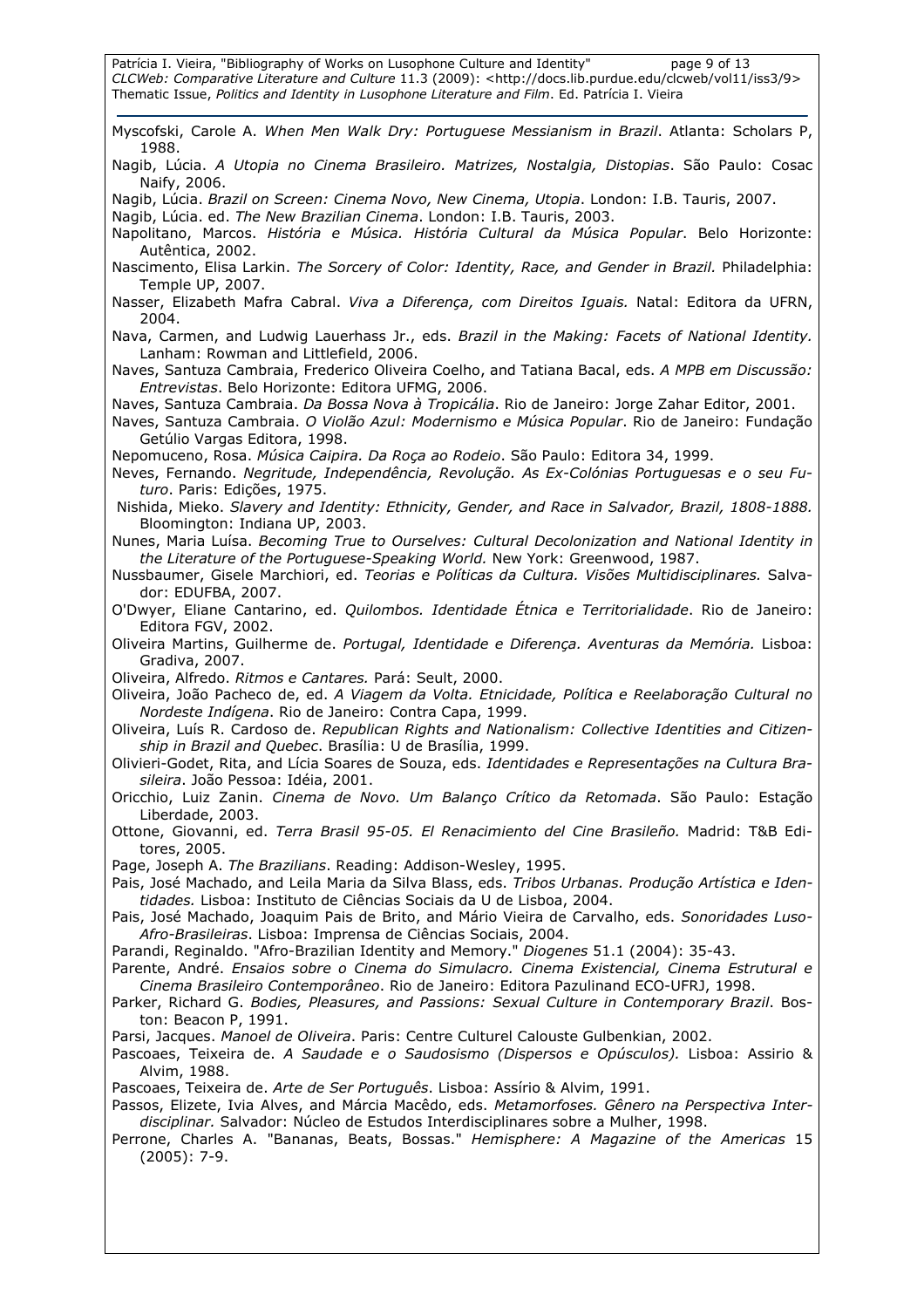Myscofski, Carole A. *When Men Walk Dry: Portuguese Messianism in Brazil*. Atlanta: Scholars P, 1988.

Nagib, Lúcia. *A Utopia no Cinema Brasileiro. Matrizes, Nostalgia, Distopias*. São Paulo: Cosac Naify, 2006.

Nagib, Lúcia. *Brazil on Screen: Cinema Novo, New Cinema, Utopia*. London: I.B. Tauris, 2007.

Nagib, Lúcia. ed. *The New Brazilian Cinema*. London: I.B. Tauris, 2003.

Napolitano, Marcos. *História e Música. História Cultural da Música Popular*. Belo Horizonte: Autêntica, 2002.

Nascimento, Elisa Larkin. *The Sorcery of Color: Identity, Race, and Gender in Brazil.* Philadelphia: Temple UP, 2007.

Nasser, Elizabeth Mafra Cabral. *Viva a Diferença, com Direitos Iguais.* Natal: Editora da UFRN, 2004.

Nava, Carmen, and Ludwig Lauerhass Jr., eds. *Brazil in the Making: Facets of National Identity.* Lanham: Rowman and Littlefield, 2006.

Naves, Santuza Cambraia, Frederico Oliveira Coelho, and Tatiana Bacal, eds. *A MPB em Discussão: Entrevistas*. Belo Horizonte: Editora UFMG, 2006.

Naves, Santuza Cambraia. *Da Bossa Nova à Tropicália*. Rio de Janeiro: Jorge Zahar Editor, 2001.

Naves, Santuza Cambraia. *O Violão Azul: Modernismo e Música Popular*. Rio de Janeiro: Fundação Getúlio Vargas Editora, 1998.

Nepomuceno, Rosa. *Música Caipira. Da Roça ao Rodeio*. São Paulo: Editora 34, 1999.

Neves, Fernando. *Negritude, Independência, Revolução. As Ex-Colónias Portuguesas e o seu Futuro*. Paris: Edições, 1975.

Nishida, Mieko. *Slavery and Identity: Ethnicity, Gender, and Race in Salvador, Brazil, 1808-1888.* Bloomington: Indiana UP, 2003.

Nunes, Maria Luísa. *Becoming True to Ourselves: Cultural Decolonization and National Identity in the Literature of the Portuguese-Speaking World.* New York: Greenwood, 1987.

Nussbaumer, Gisele Marchiori, ed. *Teorias e Políticas da Cultura. Visões Multidisciplinares.* Salvador: EDUFBA, 2007.

O'Dwyer, Eliane Cantarino, ed. *Quilombos. Identidade Étnica e Territorialidade*. Rio de Janeiro: Editora FGV, 2002.

Oliveira Martins, Guilherme de. *Portugal, Identidade e Diferença. Aventuras da Memória.* Lisboa: Gradiva, 2007.

Oliveira, Alfredo. *Ritmos e Cantares.* Pará: Seult, 2000.

Oliveira, João Pacheco de, ed. *A Viagem da Volta. Etnicidade, Política e Reelaboração Cultural no Nordeste Indígena*. Rio de Janeiro: Contra Capa, 1999.

Oliveira, Luís R. Cardoso de. *Republican Rights and Nationalism: Collective Identities and Citizenship in Brazil and Quebec*. Brasília: U de Brasília, 1999.

Olivieri-Godet, Rita, and Lícia Soares de Souza, eds. *Identidades e Representações na Cultura Brasileira*. João Pessoa: Idéia, 2001.

Oricchio, Luiz Zanin. *Cinema de Novo. Um Balanço Crítico da Retomada*. São Paulo: Estação Liberdade, 2003.

Ottone, Giovanni, ed. *Terra Brasil 95-05. El Renacimiento del Cine Brasileño.* Madrid: T&B Editores, 2005.

Page, Joseph A. *The Brazilians*. Reading: Addison-Wesley, 1995.

Pais, José Machado, and Leila Maria da Silva Blass, eds. *Tribos Urbanas. Produção Artística e Identidades.* Lisboa: Instituto de Ciências Sociais da U de Lisboa, 2004.

Pais, José Machado, Joaquim Pais de Brito, and Mário Vieira de Carvalho, eds. *Sonoridades Luso-Afro-Brasileiras*. Lisboa: Imprensa de Ciências Sociais, 2004.

Parandi, Reginaldo. "Afro-Brazilian Identity and Memory." *Diogenes* 51.1 (2004): 35-43.

Parente, André. *Ensaios sobre o Cinema do Simulacro. Cinema Existencial, Cinema Estrutural e Cinema Brasileiro Contemporâneo*. Rio de Janeiro: Editora Pazulinand ECO-UFRJ, 1998.

Parker, Richard G. *Bodies, Pleasures, and Passions: Sexual Culture in Contemporary Brazil*. Boston: Beacon P, 1991.

Parsi, Jacques. *Manoel de Oliveira*. Paris: Centre Culturel Calouste Gulbenkian, 2002.

Pascoaes, Teixeira de. *A Saudade e o Saudosismo (Dispersos e Opúsculos).* Lisboa: Assirio & Alvim, 1988.

Pascoaes, Teixeira de. *Arte de Ser Português*. Lisboa: Assírio & Alvim, 1991.

Passos, Elizete, Ivia Alves, and Márcia Macêdo, eds. *Metamorfoses. Gênero na Perspectiva Interdisciplinar.* Salvador: Núcleo de Estudos Interdisciplinares sobre a Mulher, 1998.

Perrone, Charles A. "Bananas, Beats, Bossas." *Hemisphere: A Magazine of the Americas* 15 (2005): 7-9.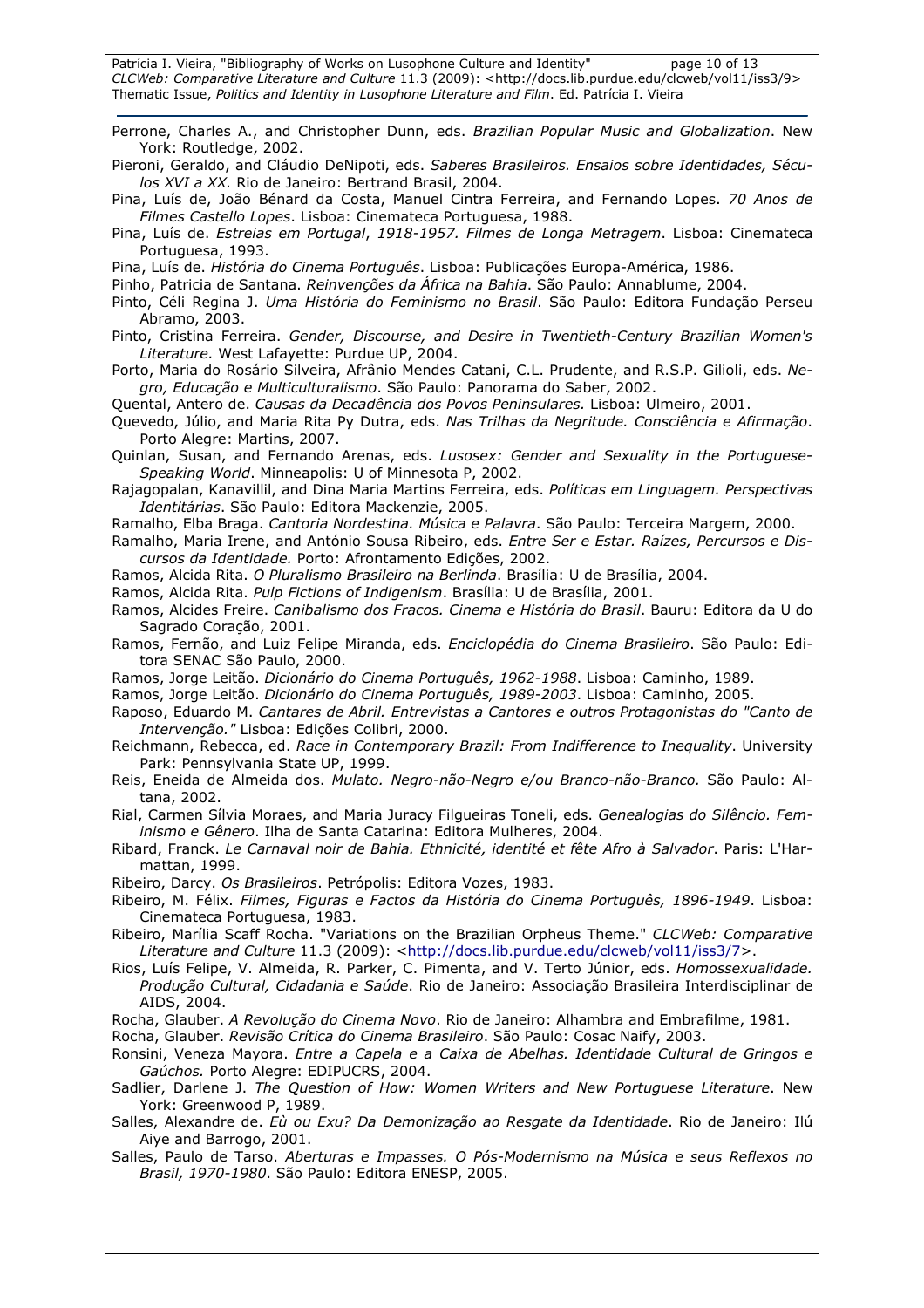Perrone, Charles A., and Christopher Dunn, eds. *Brazilian Popular Music and Globalization*. New York: Routledge, 2002.

Pieroni, Geraldo, and Cláudio DeNipoti, eds. *Saberes Brasileiros. Ensaios sobre Identidades, Séculos XVI a XX.* Rio de Janeiro: Bertrand Brasil, 2004.

Pina, Luís de, João Bénard da Costa, Manuel Cintra Ferreira, and Fernando Lopes. *70 Anos de Filmes Castello Lopes*. Lisboa: Cinemateca Portuguesa, 1988.

Pina, Luís de. *Estreias em Portugal*, *1918-1957. Filmes de Longa Metragem*. Lisboa: Cinemateca Portuguesa, 1993.

Pina, Luís de. *História do Cinema Português*. Lisboa: Publicações Europa-América, 1986.

Pinho, Patricia de Santana. *Reinvenções da África na Bahia*. São Paulo: Annablume, 2004.

Pinto, Céli Regina J. *Uma História do Feminismo no Brasil*. São Paulo: Editora Fundação Perseu Abramo, 2003.

Pinto, Cristina Ferreira. *Gender, Discourse, and Desire in Twentieth-Century Brazilian Women's Literature.* West Lafayette: Purdue UP, 2004.

Porto, Maria do Rosário Silveira, Afrânio Mendes Catani, C.L. Prudente, and R.S.P. Gilioli, eds. *Negro, Educação e Multiculturalismo*. São Paulo: Panorama do Saber, 2002.

Quental, Antero de. *Causas da Decadência dos Povos Peninsulares.* Lisboa: Ulmeiro, 2001.

Quevedo, Júlio, and Maria Rita Py Dutra, eds. *Nas Trilhas da Negritude. Consciência e Afirmação*. Porto Alegre: Martins, 2007.

Quinlan, Susan, and Fernando Arenas, eds. *Lusosex: Gender and Sexuality in the Portuguese-Speaking World*. Minneapolis: U of Minnesota P, 2002.

Rajagopalan, Kanavillil, and Dina Maria Martins Ferreira, eds. *Políticas em Linguagem. Perspectivas Identitárias*. São Paulo: Editora Mackenzie, 2005.

Ramalho, Elba Braga. *Cantoria Nordestina. Música e Palavra*. São Paulo: Terceira Margem, 2000.

Ramalho, Maria Irene, and António Sousa Ribeiro, eds. *Entre Ser e Estar. Raízes, Percursos e Discursos da Identidade.* Porto: Afrontamento Edições, 2002.

Ramos, Alcida Rita. *O Pluralismo Brasileiro na Berlinda*. Brasília: U de Brasília, 2004.

Ramos, Alcida Rita. *Pulp Fictions of Indigenism*. Brasília: U de Brasília, 2001.

Ramos, Alcides Freire. *Canibalismo dos Fracos. Cinema e História do Brasil*. Bauru: Editora da U do Sagrado Coração, 2001.

Ramos, Fernão, and Luiz Felipe Miranda, eds. *Enciclopédia do Cinema Brasileiro*. São Paulo: Editora SENAC São Paulo, 2000.

Ramos, Jorge Leitão. *Dicionário do Cinema Português, 1962-1988*. Lisboa: Caminho, 1989.

Ramos, Jorge Leitão. *Dicionário do Cinema Português, 1989-2003*. Lisboa: Caminho, 2005.

Raposo, Eduardo M. *Cantares de Abril. Entrevistas a Cantores e outros Protagonistas do "Canto de Intervenção."* Lisboa: Edições Colibri, 2000.

Reichmann, Rebecca, ed. *Race in Contemporary Brazil: From Indifference to Inequality*. University Park: Pennsylvania State UP, 1999.

Reis, Eneida de Almeida dos. *Mulato. Negro-não-Negro e/ou Branco-não-Branco.* São Paulo: Altana, 2002.

Rial, Carmen Sílvia Moraes, and Maria Juracy Filgueiras Toneli, eds. *Genealogias do Silêncio. Feminismo e Gênero*. Ilha de Santa Catarina: Editora Mulheres, 2004.

Ribard, Franck. *Le Carnaval noir de Bahia. Ethnicité, identité et fête Afro à Salvador*. Paris: L'Harmattan, 1999.

Ribeiro, Darcy. *Os Brasileiros*. Petrópolis: Editora Vozes, 1983.

Ribeiro, M. Félix. *Filmes, Figuras e Factos da História do Cinema Português, 1896-1949*. Lisboa: Cinemateca Portuguesa, 1983.

Ribeiro, Marília Scaff Rocha. "Variations on the Brazilian Orpheus Theme." *CLCWeb: Comparative Literature and Culture* 11.3 (2009): <http://docs.lib.purdue.edu/clcweb/vol11/iss3/7>.

Rios, Luís Felipe, V. Almeida, R. Parker, C. Pimenta, and V. Terto Júnior, eds. *Homossexualidade. Produção Cultural, Cidadania e Saúde*. Rio de Janeiro: Associação Brasileira Interdisciplinar de AIDS, 2004.

Rocha, Glauber. *A Revolução do Cinema Novo*. Rio de Janeiro: Alhambra and Embrafilme, 1981.

Rocha, Glauber. *Revisão Crítica do Cinema Brasileiro*. São Paulo: Cosac Naify, 2003.

Ronsini, Veneza Mayora. *Entre a Capela e a Caixa de Abelhas. Identidade Cultural de Gringos e Gaúchos.* Porto Alegre: EDIPUCRS, 2004.

Sadlier, Darlene J. *The Question of How: Women Writers and New Portuguese Literature*. New York: Greenwood P, 1989.

Salles, Alexandre de. *Eù ou Exu? Da Demonização ao Resgate da Identidade*. Rio de Janeiro: Ilú Aiye and Barrogo, 2001.

Salles, Paulo de Tarso. *Aberturas e Impasses. O Pós-Modernismo na Música e seus Reflexos no Brasil, 1970-1980*. São Paulo: Editora ENESP, 2005.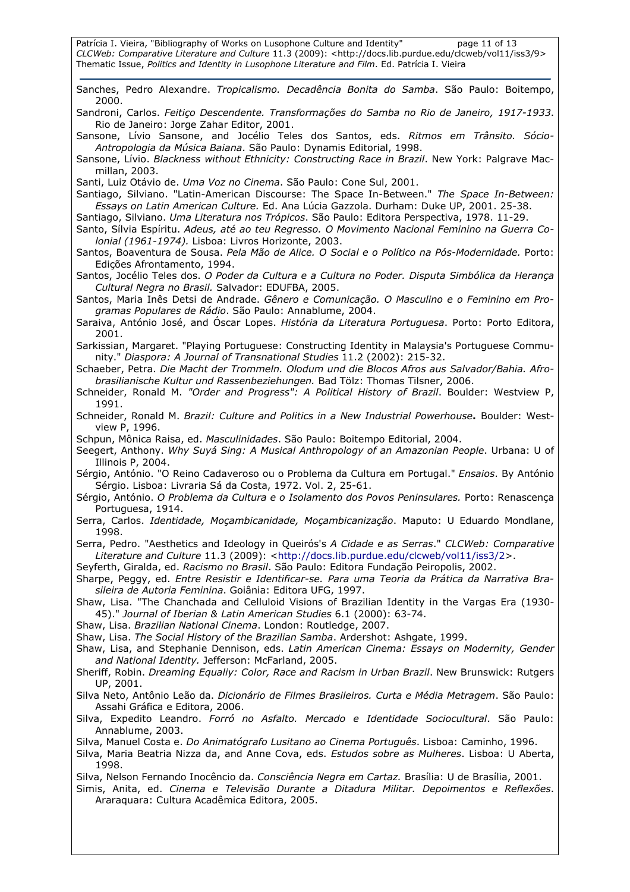Sanches, Pedro Alexandre. *Tropicalismo. Decadência Bonita do Samba*. São Paulo: Boitempo, 2000.

Sandroni, Carlos. *Feitiço Descendente. Transformações do Samba no Rio de Janeiro, 1917-1933*. Rio de Janeiro: Jorge Zahar Editor, 2001.

Sansone, Lívio Sansone, and Jocélio Teles dos Santos, eds. *Ritmos em Trânsito. Sócio-Antropologia da Música Baiana*. São Paulo: Dynamis Editorial, 1998.

Sansone, Lívio. *Blackness without Ethnicity: Constructing Race in Brazil*. New York: Palgrave Macmillan, 2003.

Santi, Luiz Otávio de. *Uma Voz no Cinema*. São Paulo: Cone Sul, 2001.

Santiago, Silviano. "Latin-American Discourse: The Space In-Between." *The Space In-Between: Essays on Latin American Culture.* Ed. Ana Lúcia Gazzola. Durham: Duke UP, 2001. 25-38.

Santiago, Silviano. *Uma Literatura nos Trópicos*. São Paulo: Editora Perspectiva, 1978. 11-29.

Santo, Sílvia Espíritu. *Adeus, até ao teu Regresso. O Movimento Nacional Feminino na Guerra Colonial (1961-1974).* Lisboa: Livros Horizonte, 2003.

Santos, Boaventura de Sousa. *Pela Mão de Alice. O Social e o Político na Pós-Modernidade.* Porto: Edições Afrontamento, 1994.

Santos, Jocélio Teles dos. *O Poder da Cultura e a Cultura no Poder. Disputa Simbólica da Herança Cultural Negra no Brasil.* Salvador: EDUFBA, 2005.

Santos, Maria Inês Detsi de Andrade. *Gênero e Comunicação. O Masculino e o Feminino em Programas Populares de Rádio*. São Paulo: Annablume, 2004.

Saraiva, António José, and Óscar Lopes. *História da Literatura Portuguesa*. Porto: Porto Editora, 2001.

Sarkissian, Margaret. "Playing Portuguese: Constructing Identity in Malaysia's Portuguese Community." *Diaspora: A Journal of Transnational Studies* 11.2 (2002): 215-32.

Schaeber, Petra. *Die Macht der Trommeln. Olodum und die Blocos Afros aus Salvador/Bahia. Afrobrasilianische Kultur und Rassenbeziehungen.* Bad Tölz: Thomas Tilsner, 2006.

Schneider, Ronald M. *"Order and Progress": A Political History of Brazil*. Boulder: Westview P, 1991.

Schneider, Ronald M. *Brazil: Culture and Politics in a New Industrial Powerhouse***.** Boulder: Westview P, 1996.

Schpun, Mônica Raisa, ed. *Masculinidades*. São Paulo: Boitempo Editorial, 2004.

Seegert, Anthony. *Why Suyá Sing: A Musical Anthropology of an Amazonian People*. Urbana: U of Illinois P, 2004.

Sérgio, António. "O Reino Cadaveroso ou o Problema da Cultura em Portugal." *Ensaios*. By António Sérgio. Lisboa: Livraria Sá da Costa, 1972. Vol. 2, 25-61.

Sérgio, António. *O Problema da Cultura e o Isolamento dos Povos Peninsulares.* Porto: Renascença Portuguesa, 1914.

Serra, Carlos. *Identidade, Moçambicanidade, Moçambicanização*. Maputo: U Eduardo Mondlane, 1998.

Serra, Pedro. "Aesthetics and Ideology in Queirós's *A Cidade e as Serras*." *CLCWeb: Comparative Literature and Culture* 11.3 (2009): <http://docs.lib.purdue.edu/clcweb/vol11/iss3/2>.

Seyferth, Giralda, ed. *Racismo no Brasil*. São Paulo: Editora Fundação Peiropolis, 2002.

Sharpe, Peggy, ed. *Entre Resistir e Identificar-se. Para uma Teoria da Prática da Narrativa Brasileira de Autoria Feminina*. Goiânia: Editora UFG, 1997.

Shaw, Lisa. "The Chanchada and Celluloid Visions of Brazilian Identity in the Vargas Era (1930-45)." *Journal of Iberian & Latin American Studies* 6.1 (2000): 63-74.

Shaw, Lisa. *Brazilian National Cinema*. London: Routledge, 2007.

Shaw, Lisa. *The Social History of the Brazilian Samba*. Ardershot: Ashgate, 1999.

Shaw, Lisa, and Stephanie Dennison, eds. *Latin American Cinema: Essays on Modernity, Gender and National Identity.* Jefferson: McFarland, 2005.

Sheriff, Robin. *Dreaming Equaliy: Color, Race and Racism in Urban Brazil*. New Brunswick: Rutgers UP, 2001.

Silva Neto, Antônio Leão da. *Dicionário de Filmes Brasileiros. Curta e Média Metragem*. São Paulo: Assahi Gráfica e Editora, 2006.

Silva, Expedito Leandro. *Forró no Asfalto. Mercado e Identidade Sociocultural*. São Paulo: Annablume, 2003.

Silva, Manuel Costa e. *Do Animatógrafo Lusitano ao Cinema Português*. Lisboa: Caminho, 1996.

Silva, Maria Beatria Nizza da, and Anne Cova, eds. *Estudos sobre as Mulheres*. Lisboa: U Aberta, 1998.

Silva, Nelson Fernando Inocêncio da. *Consciência Negra em Cartaz.* Brasília: U de Brasília, 2001.

Simis, Anita, ed. *Cinema e Televisão Durante a Ditadura Militar. Depoimentos e Reflexões*. Araraquara: Cultura Acadêmica Editora, 2005.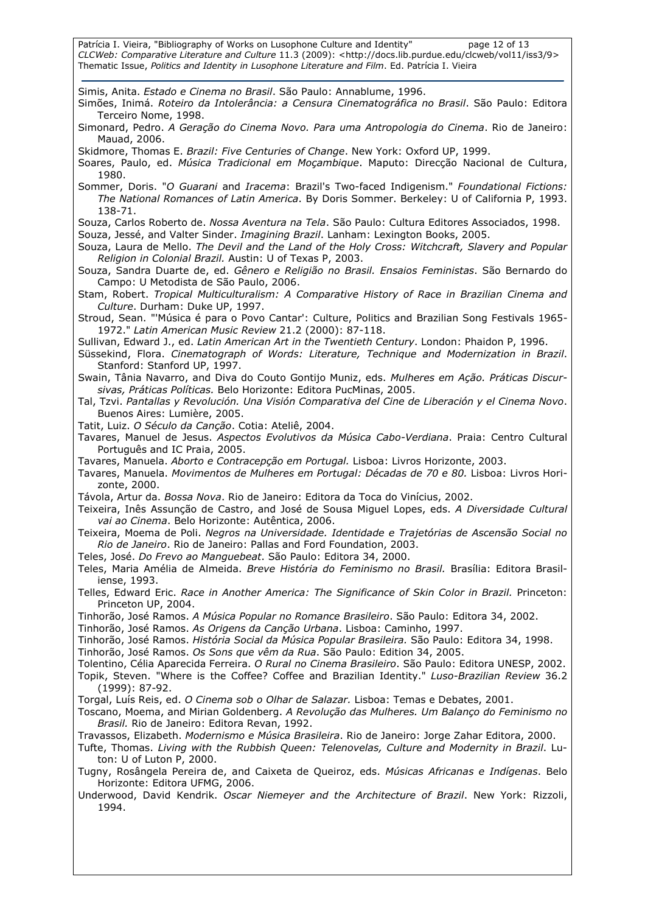Simis, Anita. *Estado e Cinema no Brasil*. São Paulo: Annablume, 1996.

Simões, Inimá. *Roteiro da Intolerância: a Censura Cinematográfica no Brasil*. São Paulo: Editora Terceiro Nome, 1998.

Simonard, Pedro. *A Geração do Cinema Novo. Para uma Antropologia do Cinema*. Rio de Janeiro: Mauad, 2006.

Skidmore, Thomas E. *Brazil: Five Centuries of Change*. New York: Oxford UP, 1999.

Soares, Paulo, ed. *Música Tradicional em Moçambique*. Maputo: Direcção Nacional de Cultura, 1980.

Sommer, Doris. "*O Guarani* and *Iracema*: Brazil's Two-faced Indigenism." *Foundational Fictions: The National Romances of Latin America*. By Doris Sommer. Berkeley: U of California P, 1993. 138-71.

Souza, Carlos Roberto de. *Nossa Aventura na Tela*. São Paulo: Cultura Editores Associados, 1998.

Souza, Jessé, and Valter Sinder. *Imagining Brazil*. Lanham: Lexington Books, 2005.

Souza, Laura de Mello. *The Devil and the Land of the Holy Cross: Witchcraft, Slavery and Popular Religion in Colonial Brazil.* Austin: U of Texas P, 2003.

Souza, Sandra Duarte de, ed. *Gênero e Religião no Brasil. Ensaios Feministas*. São Bernardo do Campo: U Metodista de São Paulo, 2006.

Stam, Robert. *Tropical Multiculturalism: A Comparative History of Race in Brazilian Cinema and Culture*. Durham: Duke UP, 1997.

Stroud, Sean. "'Música é para o Povo Cantar': Culture, Politics and Brazilian Song Festivals 1965-1972." *Latin American Music Review* 21.2 (2000): 87-118.

Sullivan, Edward J., ed. *Latin American Art in the Twentieth Century*. London: Phaidon P, 1996.

Süssekind, Flora. *Cinematograph of Words: Literature, Technique and Modernization in Brazil*. Stanford: Stanford UP, 1997.

Swain, Tânia Navarro, and Diva do Couto Gontijo Muniz, eds. *Mulheres em Ação. Práticas Discursivas, Práticas Políticas.* Belo Horizonte: Editora PucMinas, 2005.

Tal, Tzvi. *Pantallas y Revolución. Una Visión Comparativa del Cine de Liberación y el Cinema Novo*. Buenos Aires: Lumière, 2005.

Tatit, Luiz. *O Século da Canção*. Cotia: Ateliê, 2004.

Tavares, Manuel de Jesus. *Aspectos Evolutivos da Música Cabo-Verdiana*. Praia: Centro Cultural Português and IC Praia, 2005.

Tavares, Manuela. *Aborto e Contracepção em Portugal.* Lisboa: Livros Horizonte, 2003.

Tavares, Manuela. *Movimentos de Mulheres em Portugal: Décadas de 70 e 80.* Lisboa: Livros Horizonte, 2000.

Távola, Artur da. *Bossa Nova*. Rio de Janeiro: Editora da Toca do Vinícius, 2002.

Teixeira, Inês Assunção de Castro, and José de Sousa Miguel Lopes, eds. *A Diversidade Cultural vai ao Cinema*. Belo Horizonte: Autêntica, 2006.

Teixeira, Moema de Poli. *Negros na Universidade. Identidade e Trajetórias de Ascensão Social no Rio de Janeiro*. Rio de Janeiro: Pallas and Ford Foundation, 2003.

Teles, José. *Do Frevo ao Manguebeat*. São Paulo: Editora 34, 2000.

Teles, Maria Amélia de Almeida. *Breve História do Feminismo no Brasil.* Brasília: Editora Brasiliense, 1993.

Telles, Edward Eric. *Race in Another America: The Significance of Skin Color in Brazil.* Princeton: Princeton UP, 2004.

Tinhorão, José Ramos. *A Música Popular no Romance Brasileiro*. São Paulo: Editora 34, 2002.

Tinhorão, José Ramos. *As Origens da Canção Urbana*. Lisboa: Caminho, 1997.

Tinhorão, José Ramos. *História Social da Música Popular Brasileira.* São Paulo: Editora 34, 1998.

Tinhorão, José Ramos. *Os Sons que vêm da Rua*. São Paulo: Edition 34, 2005.

Tolentino, Célia Aparecida Ferreira. *O Rural no Cinema Brasileiro*. São Paulo: Editora UNESP, 2002.

Topik, Steven. "Where is the Coffee? Coffee and Brazilian Identity." *Luso-Brazilian Review* 36.2 (1999): 87-92.

Torgal, Luís Reis, ed. *O Cinema sob o Olhar de Salazar.* Lisboa: Temas e Debates, 2001.

Toscano, Moema, and Mirian Goldenberg. *A Revolução das Mulheres. Um Balanço do Feminismo no Brasil.* Rio de Janeiro: Editora Revan, 1992.

Travassos, Elizabeth. *Modernismo e Música Brasileira*. Rio de Janeiro: Jorge Zahar Editora, 2000.

Tufte, Thomas. *Living with the Rubbish Queen: Telenovelas, Culture and Modernity in Brazil*. Luton: U of Luton P, 2000.

Tugny, Rosângela Pereira de, and Caixeta de Queiroz, eds. *Músicas Africanas e Indígenas*. Belo Horizonte: Editora UFMG, 2006.

Underwood, David Kendrik. *Oscar Niemeyer and the Architecture of Brazil*. New York: Rizzoli, 1994.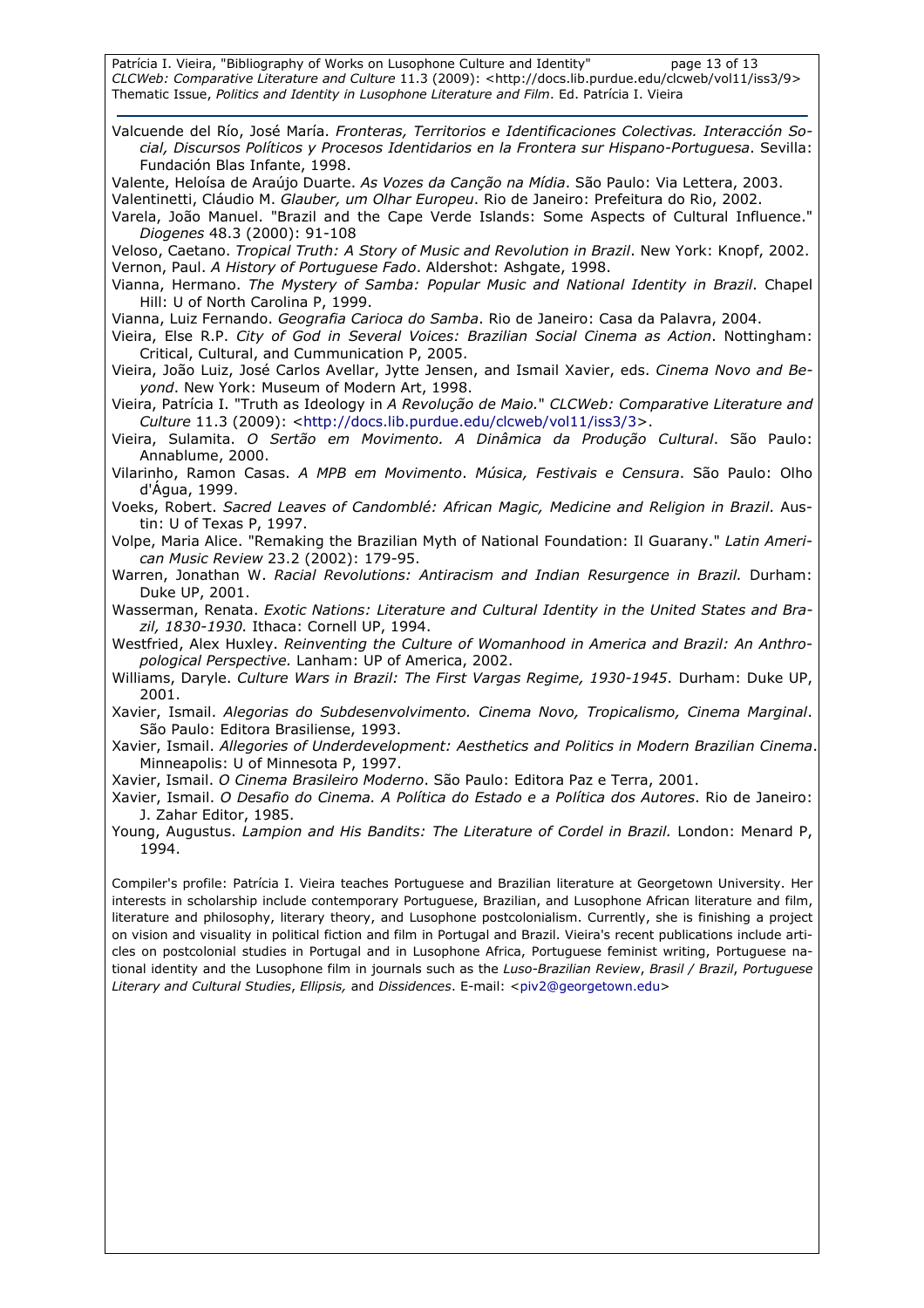Valcuende del Río, José María. *Fronteras, Territorios e Identificaciones Colectivas. Interacción Social, Discursos Políticos y Procesos Identidarios en la Frontera sur Hispano-Portuguesa*. Sevilla: Fundación Blas Infante, 1998.

Valente, Heloísa de Araújo Duarte. *As Vozes da Canção na Mídia*. São Paulo: Via Lettera, 2003.

Valentinetti, Cláudio M. *Glauber, um Olhar Europeu*. Rio de Janeiro: Prefeitura do Rio, 2002.

Varela, João Manuel. "Brazil and the Cape Verde Islands: Some Aspects of Cultural Influence." *Diogenes* 48.3 (2000): 91-108

Veloso, Caetano. *Tropical Truth: A Story of Music and Revolution in Brazil*. New York: Knopf, 2002.

Vernon, Paul. *A History of Portuguese Fado*. Aldershot: Ashgate, 1998.

Vianna, Hermano. *The Mystery of Samba: Popular Music and National Identity in Brazil*. Chapel Hill: U of North Carolina P, 1999.

Vianna, Luiz Fernando. *Geografia Carioca do Samba*. Rio de Janeiro: Casa da Palavra, 2004.

Vieira, Else R.P. *City of God in Several Voices: Brazilian Social Cinema as Action*. Nottingham: Critical, Cultural, and Cummunication P, 2005.

Vieira, João Luiz, José Carlos Avellar, Jytte Jensen, and Ismail Xavier, eds. *Cinema Novo and Beyond*. New York: Museum of Modern Art, 1998.

Vieira, Patrícia I. "Truth as Ideology in *A Revolução de Maio*." *CLCWeb: Comparative Literature and Culture* 11.3 (2009): <http://docs.lib.purdue.edu/clcweb/vol11/iss3/3>.

Vieira, Sulamita. *O Sertão em Movimento. A Dinâmica da Produção Cultural*. São Paulo: Annablume, 2000.

Vilarinho, Ramon Casas. *A MPB em Movimento*. *Música, Festivais e Censura*. São Paulo: Olho d'Água, 1999.

Voeks, Robert. *Sacred Leaves of Candomblé: African Magic, Medicine and Religion in Brazil*. Austin: U of Texas P, 1997.

Volpe, Maria Alice. "Remaking the Brazilian Myth of National Foundation: Il Guarany." *Latin American Music Review* 23.2 (2002): 179-95.

Warren, Jonathan W. *Racial Revolutions: Antiracism and Indian Resurgence in Brazil.* Durham: Duke UP, 2001.

Wasserman, Renata. *Exotic Nations: Literature and Cultural Identity in the United States and Brazil, 1830-1930.* Ithaca: Cornell UP, 1994.

Westfried, Alex Huxley. *Reinventing the Culture of Womanhood in America and Brazil: An Anthropological Perspective.* Lanham: UP of America, 2002.

Williams, Daryle. *Culture Wars in Brazil: The First Vargas Regime, 1930-1945*. Durham: Duke UP, 2001.

Xavier, Ismail. *Alegorias do Subdesenvolvimento. Cinema Novo, Tropicalismo, Cinema Marginal*. São Paulo: Editora Brasiliense, 1993.

Xavier, Ismail. *Allegories of Underdevelopment: Aesthetics and Politics in Modern Brazilian Cinema*. Minneapolis: U of Minnesota P, 1997.

Xavier, Ismail. *O Cinema Brasileiro Moderno*. São Paulo: Editora Paz e Terra, 2001.

Xavier, Ismail. *O Desafio do Cinema. A Política do Estado e a Política dos Autores*. Rio de Janeiro: J. Zahar Editor, 1985.

Young, Augustus. *Lampion and His Bandits: The Literature of Cordel in Brazil.* London: Menard P, 1994.

Compiler's profile: Patrícia I. Vieira teaches Portuguese and Brazilian literature at Georgetown University. Her interests in scholarship include contemporary Portuguese, Brazilian, and Lusophone African literature and film, literature and philosophy, literary theory, and Lusophone postcolonialism. Currently, she is finishing a project on vision and visuality in political fiction and film in Portugal and Brazil. Vieira's recent publications include articles on postcolonial studies in Portugal and in Lusophone Africa, Portuguese feminist writing, Portuguese national identity and the Lusophone film in journals such as the *Luso-Brazilian Review*, *Brasil / Brazil*, *Portuguese Literary and Cultural Studies*, *Ellipsis,* and *Dissidences*. E-mail: <piv2@georgetown.edu>